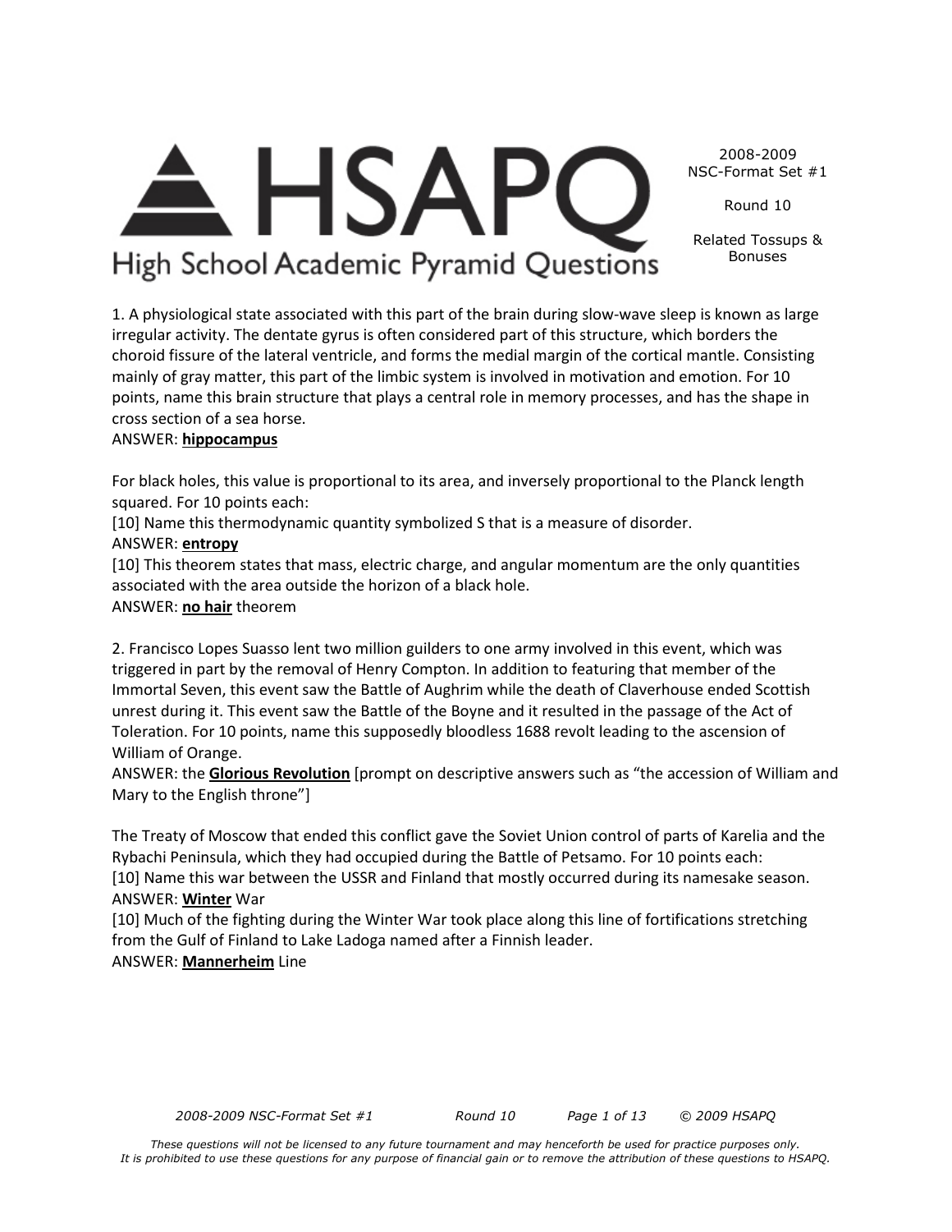# HSAPQ
## High School Academic Pyramid Questions

2008-2009
NSC-Format Set #1

Round 10

Related Tossups & Bonuses

1. A physiological state associated with this part of the brain during slow-wave sleep is known as large irregular activity. The dentate gyrus is often considered part of this structure, which borders the choroid fissure of the lateral ventricle, and forms the medial margin of the cortical mantle. Consisting mainly of gray matter, this part of the limbic system is involved in motivation and emotion. For 10 points, name this brain structure that plays a central role in memory processes, and has the shape in cross section of a sea horse.
ANSWER: **hippocampus**

For black holes, this value is proportional to its area, and inversely proportional to the Planck length squared. For 10 points each:
[10] Name this thermodynamic quantity symbolized S that is a measure of disorder.
ANSWER: **entropy**
[10] This theorem states that mass, electric charge, and angular momentum are the only quantities associated with the area outside the horizon of a black hole.
ANSWER: **no hair** theorem

2. Francisco Lopes Suasso lent two million guilders to one army involved in this event, which was triggered in part by the removal of Henry Compton. In addition to featuring that member of the Immortal Seven, this event saw the Battle of Aughrim while the death of Claverhouse ended Scottish unrest during it. This event saw the Battle of the Boyne and it resulted in the passage of the Act of Toleration. For 10 points, name this supposedly bloodless 1688 revolt leading to the ascension of William of Orange.
ANSWER: the **Glorious Revolution** [prompt on descriptive answers such as "the accession of William and Mary to the English throne"]

The Treaty of Moscow that ended this conflict gave the Soviet Union control of parts of Karelia and the Rybachi Peninsula, which they had occupied during the Battle of Petsamo. For 10 points each:
[10] Name this war between the USSR and Finland that mostly occurred during its namesake season.
ANSWER: **Winter** War
[10] Much of the fighting during the Winter War took place along this line of fortifications stretching from the Gulf of Finland to Lake Ladoga named after a Finnish leader.
ANSWER: **Mannerheim** Line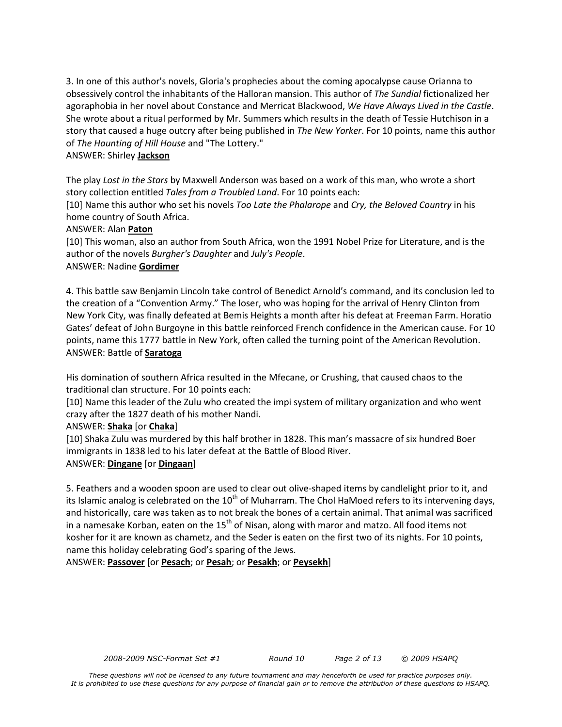3. In one of this author's novels, Gloria's prophecies about the coming apocalypse cause Orianna to obsessively control the inhabitants of the Halloran mansion. This author of *The Sundial* fictionalized her agoraphobia in her novel about Constance and Merricat Blackwood, *We Have Always Lived in the Castle*. She wrote about a ritual performed by Mr. Summers which results in the death of Tessie Hutchison in a story that caused a huge outcry after being published in *The New Yorker*. For 10 points, name this author of *The Haunting of Hill House* and "The Lottery."
ANSWER: Shirley **Jackson**

The play *Lost in the Stars* by Maxwell Anderson was based on a work of this man, who wrote a short story collection entitled *Tales from a Troubled Land*. For 10 points each:
[10] Name this author who set his novels *Too Late the Phalarope* and *Cry, the Beloved Country* in his home country of South Africa.
ANSWER: Alan **Paton**
[10] This woman, also an author from South Africa, won the 1991 Nobel Prize for Literature, and is the author of the novels *Burgher's Daughter* and *July's People*.
ANSWER: Nadine **Gordimer**

4. This battle saw Benjamin Lincoln take control of Benedict Arnold's command, and its conclusion led to the creation of a "Convention Army." The loser, who was hoping for the arrival of Henry Clinton from New York City, was finally defeated at Bemis Heights a month after his defeat at Freeman Farm. Horatio Gates' defeat of John Burgoyne in this battle reinforced French confidence in the American cause. For 10 points, name this 1777 battle in New York, often called the turning point of the American Revolution.
ANSWER: Battle of **Saratoga**

His domination of southern Africa resulted in the Mfecane, or Crushing, that caused chaos to the traditional clan structure. For 10 points each:
[10] Name this leader of the Zulu who created the impi system of military organization and who went crazy after the 1827 death of his mother Nandi.
ANSWER: **Shaka** [or **Chaka**]
[10] Shaka Zulu was murdered by this half brother in 1828. This man's massacre of six hundred Boer immigrants in 1838 led to his later defeat at the Battle of Blood River.
ANSWER: **Dingane** [or **Dingaan**]

5. Feathers and a wooden spoon are used to clear out olive-shaped items by candlelight prior to it, and its Islamic analog is celebrated on the 10th of Muharram. The Chol HaMoed refers to its intervening days, and historically, care was taken as to not break the bones of a certain animal. That animal was sacrificed in a namesake Korban, eaten on the 15th of Nisan, along with maror and matzo. All food items not kosher for it are known as chametz, and the Seder is eaten on the first two of its nights. For 10 points, name this holiday celebrating God's sparing of the Jews.
ANSWER: **Passover** [or **Pesach**; or **Pesah**; or **Pesakh**; or **Peysekh**]

*These questions will not be licensed to any future tournament and may henceforth be used for practice purposes only. It is prohibited to use these questions for any purpose of financial gain or to remove the attribution of these questions to HSAPQ.*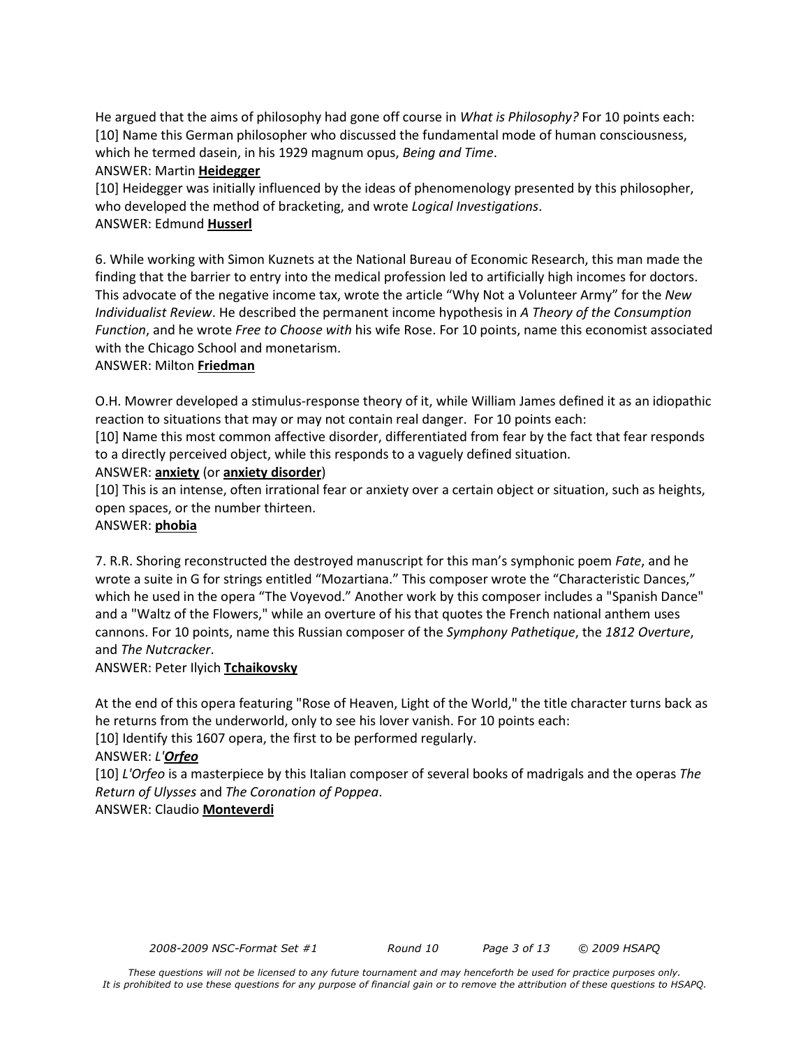He argued that the aims of philosophy had gone off course in *What is Philosophy?* For 10 points each:
[10] Name this German philosopher who discussed the fundamental mode of human consciousness, which he termed dasein, in his 1929 magnum opus, *Being and Time*.
ANSWER: Martin **Heidegger**

[10] Heidegger was initially influenced by the ideas of phenomenology presented by this philosopher, who developed the method of bracketing, and wrote *Logical Investigations*.
ANSWER: Edmund **Husserl**

6. While working with Simon Kuznets at the National Bureau of Economic Research, this man made the finding that the barrier to entry into the medical profession led to artificially high incomes for doctors. This advocate of the negative income tax, wrote the article "Why Not a Volunteer Army" for the *New Individualist Review*. He described the permanent income hypothesis in *A Theory of the Consumption Function*, and he wrote *Free to Choose with* his wife Rose. For 10 points, name this economist associated with the Chicago School and monetarism.
ANSWER: Milton **Friedman**

O.H. Mowrer developed a stimulus-response theory of it, while William James defined it as an idiopathic reaction to situations that may or may not contain real danger. For 10 points each:
[10] Name this most common affective disorder, differentiated from fear by the fact that fear responds to a directly perceived object, while this responds to a vaguely defined situation.
ANSWER: **anxiety** (or **anxiety disorder**)

[10] This is an intense, often irrational fear or anxiety over a certain object or situation, such as heights, open spaces, or the number thirteen.
ANSWER: **phobia**

7. R.R. Shoring reconstructed the destroyed manuscript for this man's symphonic poem *Fate*, and he wrote a suite in G for strings entitled "Mozartiana." This composer wrote the "Characteristic Dances," which he used in the opera "The Voyevod." Another work by this composer includes a "Spanish Dance" and a "Waltz of the Flowers," while an overture of his that quotes the French national anthem uses cannons. For 10 points, name this Russian composer of the *Symphony Pathetique*, the *1812 Overture*, and *The Nutcracker*.
ANSWER: Peter Ilyich **Tchaikovsky**

At the end of this opera featuring "Rose of Heaven, Light of the World," the title character turns back as he returns from the underworld, only to see his lover vanish. For 10 points each:
[10] Identify this 1607 opera, the first to be performed regularly.
ANSWER: *L'**Orfeo***

[10] *L'Orfeo* is a masterpiece by this Italian composer of several books of madrigals and the operas *The Return of Ulysses* and *The Coronation of Poppea*.
ANSWER: Claudio **Monteverdi**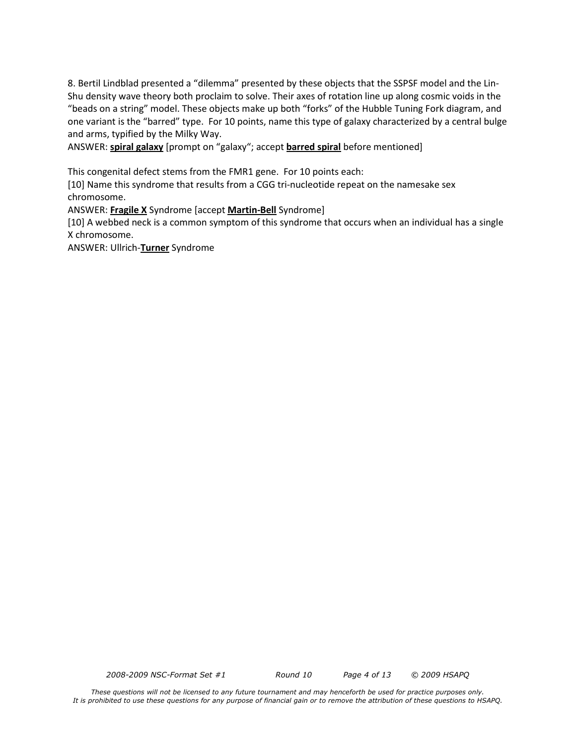8. Bertil Lindblad presented a “dilemma” presented by these objects that the SSPSF model and the Lin-Shu density wave theory both proclaim to solve. Their axes of rotation line up along cosmic voids in the “beads on a string” model. These objects make up both “forks” of the Hubble Tuning Fork diagram, and one variant is the “barred” type. For 10 points, name this type of galaxy characterized by a central bulge and arms, typified by the Milky Way.

ANSWER: **spiral galaxy** [prompt on “galaxy“; accept **barred spiral** before mentioned]

This congenital defect stems from the FMR1 gene. For 10 points each:

[10] Name this syndrome that results from a CGG tri-nucleotide repeat on the namesake sex chromosome.

ANSWER: **Fragile X** Syndrome [accept **Martin-Bell** Syndrome]

[10] A webbed neck is a common symptom of this syndrome that occurs when an individual has a single X chromosome.

ANSWER: Ullrich-**Turner** Syndrome

*These questions will not be licensed to any future tournament and may henceforth be used for practice purposes only. It is prohibited to use these questions for any purpose of financial gain or to remove the attribution of these questions to HSAPQ.*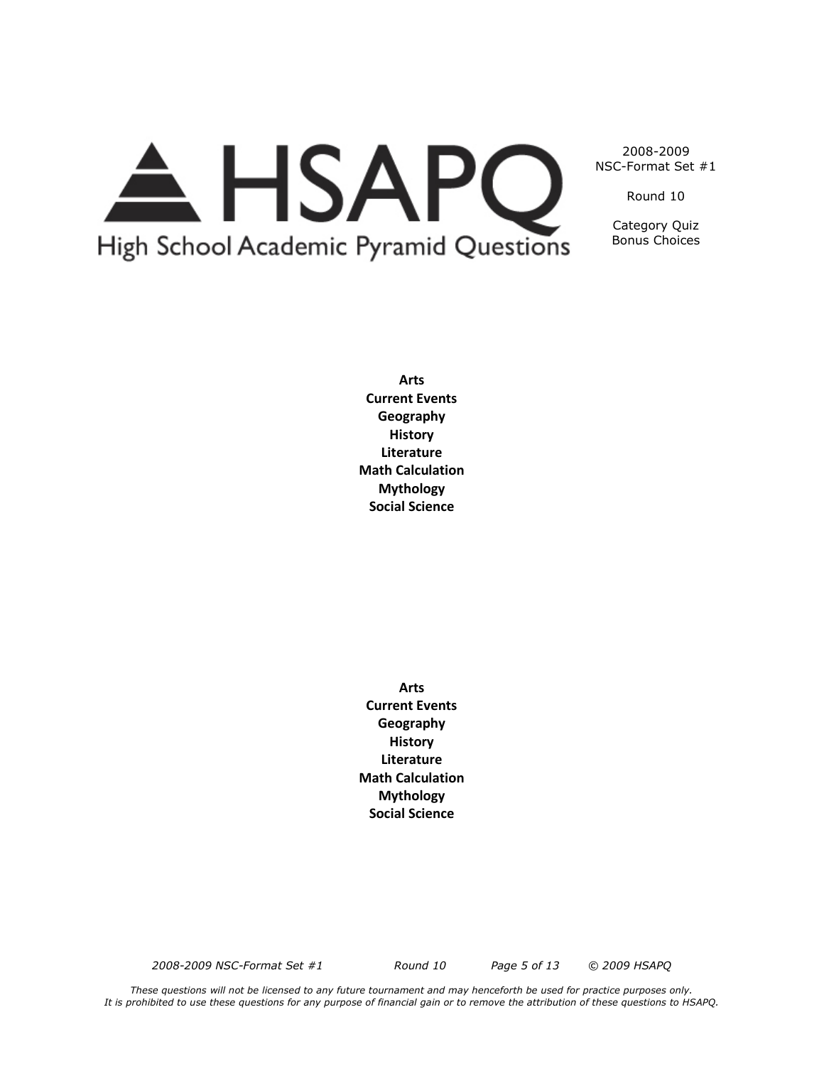2008-2009
NSC-Format Set #1

Round 10

Category Quiz
Bonus Choices

**Arts**
**Current Events**
**Geography**
**History**
**Literature**
**Math Calculation**
**Mythology**
**Social Science**

**Arts**
**Current Events**
**Geography**
**History**
**Literature**
**Math Calculation**
**Mythology**
**Social Science**

*These questions will not be licensed to any future tournament and may henceforth be used for practice purposes only.*
*It is prohibited to use these questions for any purpose of financial gain or to remove the attribution of these questions to HSAPQ.*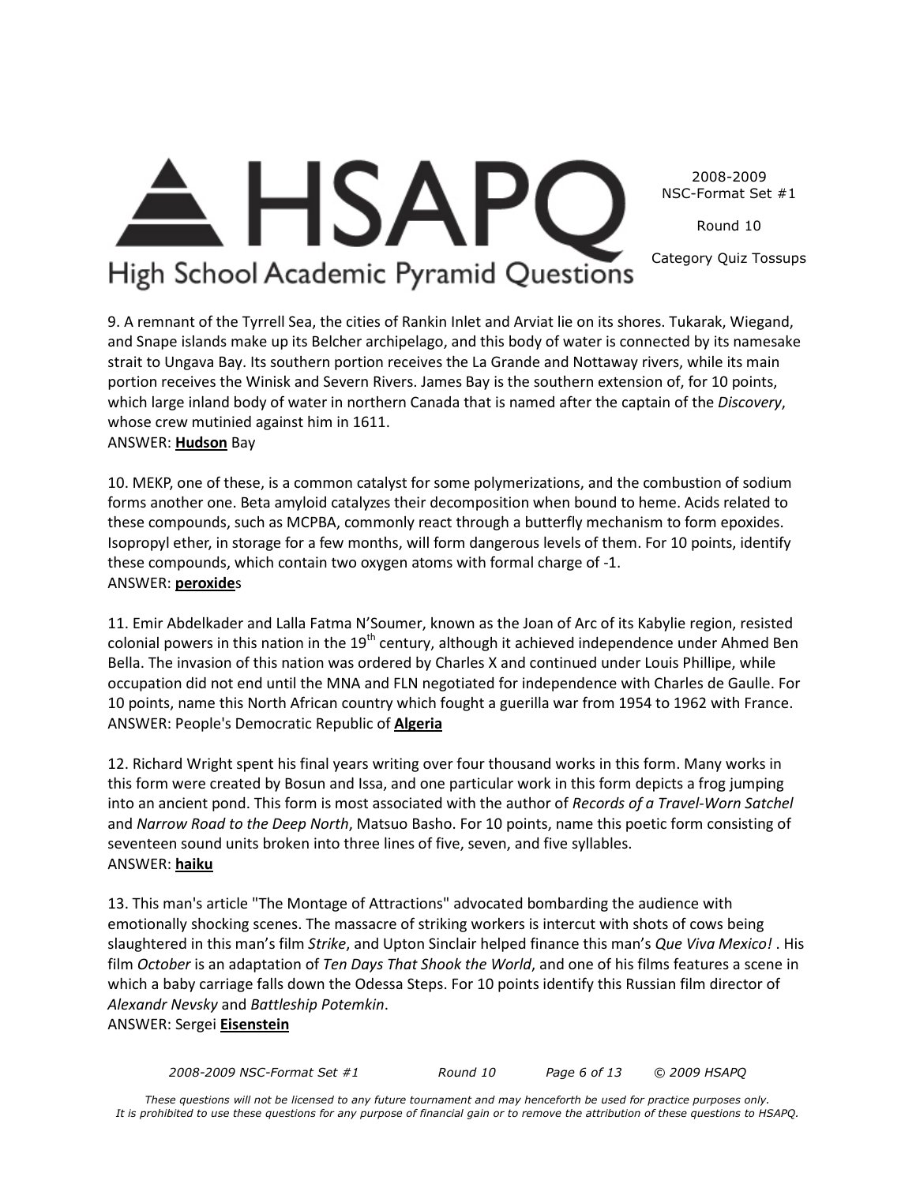9. A remnant of the Tyrrell Sea, the cities of Rankin Inlet and Arviat lie on its shores. Tukarak, Wiegand, and Snape islands make up its Belcher archipelago, and this body of water is connected by its namesake strait to Ungava Bay. Its southern portion receives the La Grande and Nottaway rivers, while its main portion receives the Winisk and Severn Rivers. James Bay is the southern extension of, for 10 points, which large inland body of water in northern Canada that is named after the captain of the *Discovery*, whose crew mutinied against him in 1611.
ANSWER: **Hudson** Bay

10. MEKP, one of these, is a common catalyst for some polymerizations, and the combustion of sodium forms another one. Beta amyloid catalyzes their decomposition when bound to heme. Acids related to these compounds, such as MCPBA, commonly react through a butterfly mechanism to form epoxides. Isopropyl ether, in storage for a few months, will form dangerous levels of them. For 10 points, identify these compounds, which contain two oxygen atoms with formal charge of -1.
ANSWER: **peroxide**s

11. Emir Abdelkader and Lalla Fatma N'Soumer, known as the Joan of Arc of its Kabylie region, resisted colonial powers in this nation in the 19th century, although it achieved independence under Ahmed Ben Bella. The invasion of this nation was ordered by Charles X and continued under Louis Phillipe, while occupation did not end until the MNA and FLN negotiated for independence with Charles de Gaulle. For 10 points, name this North African country which fought a guerilla war from 1954 to 1962 with France.
ANSWER: People's Democratic Republic of **Algeria**

12. Richard Wright spent his final years writing over four thousand works in this form. Many works in this form were created by Bosun and Issa, and one particular work in this form depicts a frog jumping into an ancient pond. This form is most associated with the author of *Records of a Travel-Worn Satchel* and *Narrow Road to the Deep North*, Matsuo Basho. For 10 points, name this poetic form consisting of seventeen sound units broken into three lines of five, seven, and five syllables.
ANSWER: **haiku**

13. This man's article "The Montage of Attractions" advocated bombarding the audience with emotionally shocking scenes. The massacre of striking workers is intercut with shots of cows being slaughtered in this man's film *Strike*, and Upton Sinclair helped finance this man's *Que Viva Mexico!* . His film *October* is an adaptation of *Ten Days That Shook the World*, and one of his films features a scene in which a baby carriage falls down the Odessa Steps. For 10 points identify this Russian film director of *Alexandr Nevsky* and *Battleship Potemkin*.
ANSWER: Sergei **Eisenstein**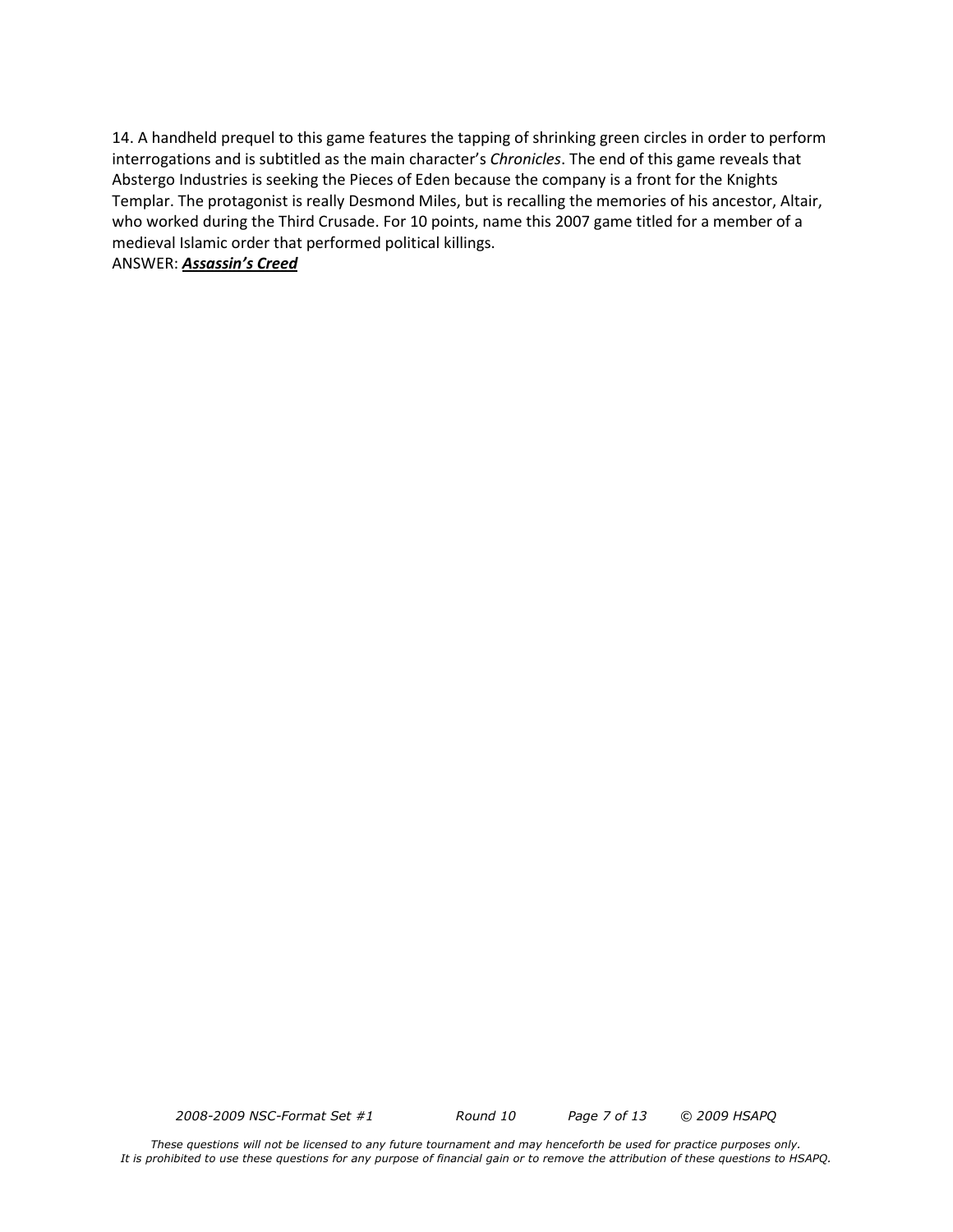14. A handheld prequel to this game features the tapping of shrinking green circles in order to perform interrogations and is subtitled as the main character's *Chronicles*. The end of this game reveals that Abstergo Industries is seeking the Pieces of Eden because the company is a front for the Knights Templar. The protagonist is really Desmond Miles, but is recalling the memories of his ancestor, Altair, who worked during the Third Crusade. For 10 points, name this 2007 game titled for a member of a medieval Islamic order that performed political killings.

ANSWER: ***Assassin's Creed***

*These questions will not be licensed to any future tournament and may henceforth be used for practice purposes only. It is prohibited to use these questions for any purpose of financial gain or to remove the attribution of these questions to HSAPQ.*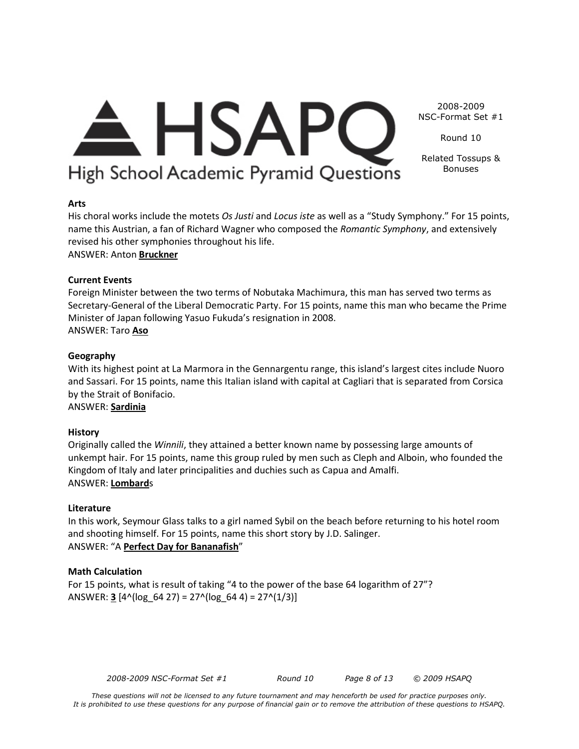**Arts**

His choral works include the motets *Os Justi* and *Locus iste* as well as a "Study Symphony." For 15 points, name this Austrian, a fan of Richard Wagner who composed the *Romantic Symphony*, and extensively revised his other symphonies throughout his life.

ANSWER: Anton **Bruckner**

**Current Events**

Foreign Minister between the two terms of Nobutaka Machimura, this man has served two terms as Secretary-General of the Liberal Democratic Party. For 15 points, name this man who became the Prime Minister of Japan following Yasuo Fukuda's resignation in 2008.

ANSWER: Taro **Aso**

**Geography**

With its highest point at La Marmora in the Gennargentu range, this island's largest cites include Nuoro and Sassari. For 15 points, name this Italian island with capital at Cagliari that is separated from Corsica by the Strait of Bonifacio.

ANSWER: **Sardinia**

**History**

Originally called the *Winnili*, they attained a better known name by possessing large amounts of unkempt hair. For 15 points, name this group ruled by men such as Cleph and Alboin, who founded the Kingdom of Italy and later principalities and duchies such as Capua and Amalfi.

ANSWER: **Lombard**s

**Literature**

In this work, Seymour Glass talks to a girl named Sybil on the beach before returning to his hotel room and shooting himself. For 15 points, name this short story by J.D. Salinger.

ANSWER: "A **Perfect Day for Bananafish**"

**Math Calculation**

For 15 points, what is result of taking "4 to the power of the base 64 logarithm of 27"?

ANSWER: **3** [$4^{(\log_{64} 27)} = 27^{(\log_{64} 4)} = 27^{(1/3)}$]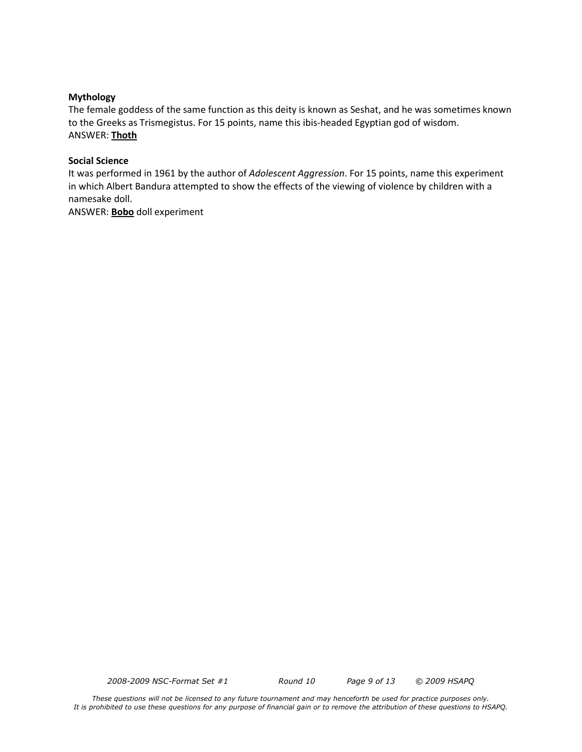**Mythology**

The female goddess of the same function as this deity is known as Seshat, and he was sometimes known to the Greeks as Trismegistus. For 15 points, name this ibis-headed Egyptian god of wisdom.

ANSWER: **Thoth**

**Social Science**

It was performed in 1961 by the author of *Adolescent Aggression*. For 15 points, name this experiment in which Albert Bandura attempted to show the effects of the viewing of violence by children with a namesake doll.

ANSWER: **Bobo** doll experiment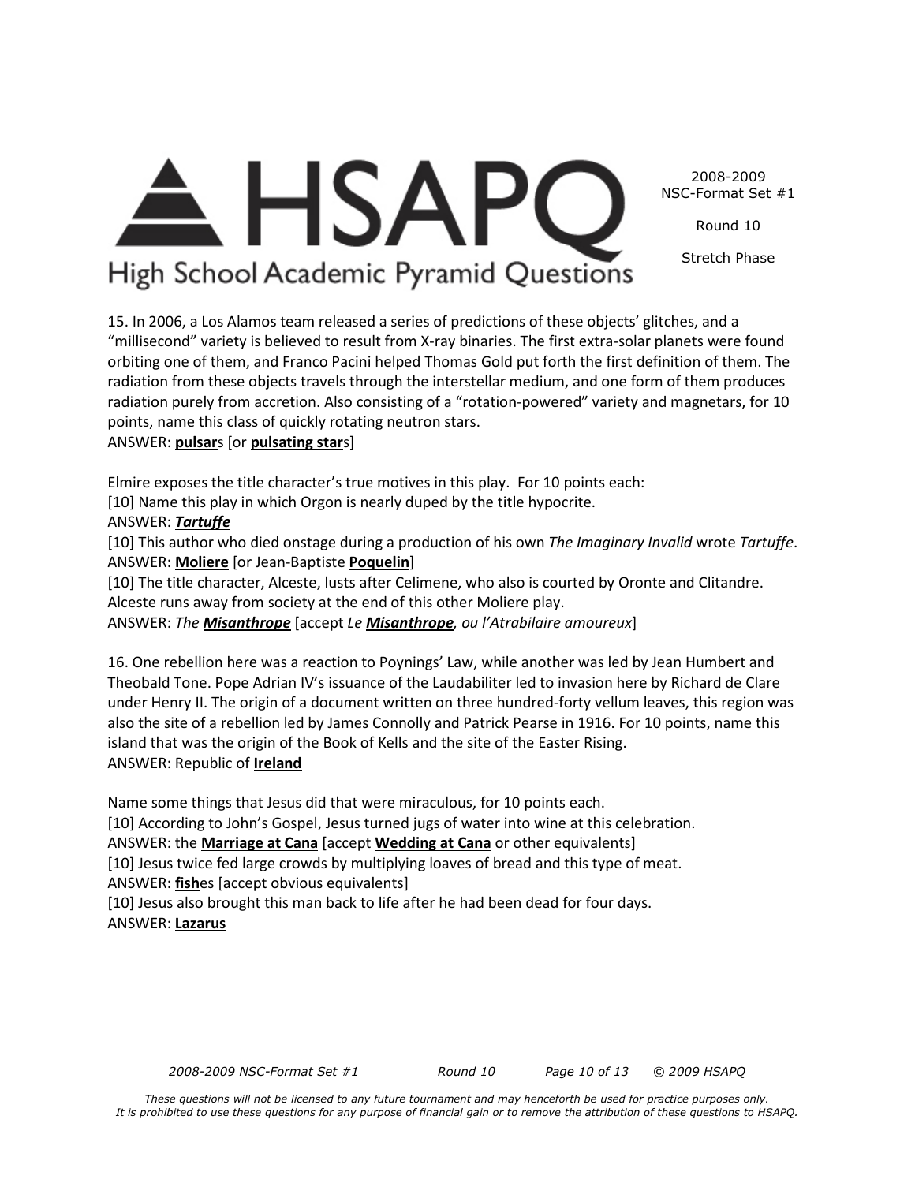15. In 2006, a Los Alamos team released a series of predictions of these objects' glitches, and a "millisecond" variety is believed to result from X-ray binaries. The first extra-solar planets were found orbiting one of them, and Franco Pacini helped Thomas Gold put forth the first definition of them. The radiation from these objects travels through the interstellar medium, and one form of them produces radiation purely from accretion. Also consisting of a "rotation-powered" variety and magnetars, for 10 points, name this class of quickly rotating neutron stars.
ANSWER: **pulsar**s [or **pulsating star**s]

Elmire exposes the title character's true motives in this play. For 10 points each:
[10] Name this play in which Orgon is nearly duped by the title hypocrite.
ANSWER: ***Tartuffe***
[10] This author who died onstage during a production of his own *The Imaginary Invalid* wrote *Tartuffe*.
ANSWER: **Moliere** [or Jean-Baptiste **Poquelin**]
[10] The title character, Alceste, lusts after Celimene, who also is courted by Oronte and Clitandre. Alceste runs away from society at the end of this other Moliere play.
ANSWER: *The* ***Misanthrope*** [accept *Le* ***Misanthrope****, ou l'Atrabilaire amoureux*]

16. One rebellion here was a reaction to Poynings' Law, while another was led by Jean Humbert and Theobald Tone. Pope Adrian IV's issuance of the Laudabiliter led to invasion here by Richard de Clare under Henry II. The origin of a document written on three hundred-forty vellum leaves, this region was also the site of a rebellion led by James Connolly and Patrick Pearse in 1916. For 10 points, name this island that was the origin of the Book of Kells and the site of the Easter Rising.
ANSWER: Republic of **Ireland**

Name some things that Jesus did that were miraculous, for 10 points each.
[10] According to John's Gospel, Jesus turned jugs of water into wine at this celebration.
ANSWER: the **Marriage at Cana** [accept **Wedding at Cana** or other equivalents]
[10] Jesus twice fed large crowds by multiplying loaves of bread and this type of meat.
ANSWER: **fish**es [accept obvious equivalents]
[10] Jesus also brought this man back to life after he had been dead for four days.
ANSWER: **Lazarus**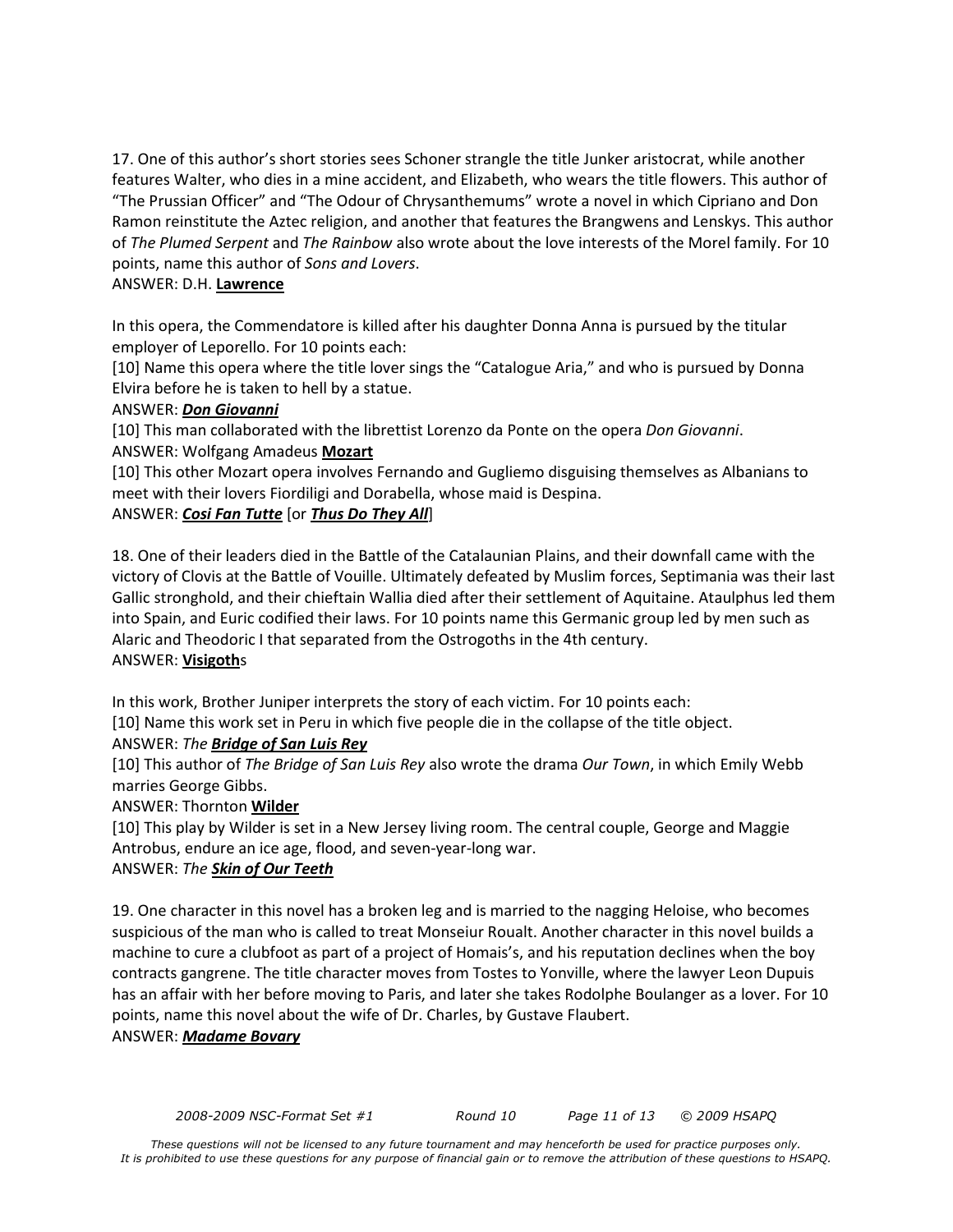17. One of this author's short stories sees Schoner strangle the title Junker aristocrat, while another features Walter, who dies in a mine accident, and Elizabeth, who wears the title flowers. This author of "The Prussian Officer" and "The Odour of Chrysanthemums" wrote a novel in which Cipriano and Don Ramon reinstitute the Aztec religion, and another that features the Brangwens and Lenskys. This author of *The Plumed Serpent* and *The Rainbow* also wrote about the love interests of the Morel family. For 10 points, name this author of *Sons and Lovers*.
ANSWER: D.H. **Lawrence**

In this opera, the Commendatore is killed after his daughter Donna Anna is pursued by the titular employer of Leporello. For 10 points each:
[10] Name this opera where the title lover sings the "Catalogue Aria," and who is pursued by Donna Elvira before he is taken to hell by a statue.
ANSWER: ***Don Giovanni***
[10] This man collaborated with the librettist Lorenzo da Ponte on the opera *Don Giovanni*.
ANSWER: Wolfgang Amadeus **Mozart**
[10] This other Mozart opera involves Fernando and Gugliemo disguising themselves as Albanians to meet with their lovers Fiordiligi and Dorabella, whose maid is Despina.
ANSWER: ***Cosi Fan Tutte*** [or ***Thus Do They All***]

18. One of their leaders died in the Battle of the Catalaunian Plains, and their downfall came with the victory of Clovis at the Battle of Vouille. Ultimately defeated by Muslim forces, Septimania was their last Gallic stronghold, and their chieftain Wallia died after their settlement of Aquitaine. Ataulphus led them into Spain, and Euric codified their laws. For 10 points name this Germanic group led by men such as Alaric and Theodoric I that separated from the Ostrogoths in the 4th century.
ANSWER: **Visigoth**s

In this work, Brother Juniper interprets the story of each victim. For 10 points each:
[10] Name this work set in Peru in which five people die in the collapse of the title object.
ANSWER: *The* ***Bridge of San Luis Rey***
[10] This author of *The Bridge of San Luis Rey* also wrote the drama *Our Town*, in which Emily Webb marries George Gibbs.
ANSWER: Thornton **Wilder**
[10] This play by Wilder is set in a New Jersey living room. The central couple, George and Maggie Antrobus, endure an ice age, flood, and seven-year-long war.
ANSWER: *The* ***Skin of Our Teeth***

19. One character in this novel has a broken leg and is married to the nagging Heloise, who becomes suspicious of the man who is called to treat Monseiur Roualt. Another character in this novel builds a machine to cure a clubfoot as part of a project of Homais's, and his reputation declines when the boy contracts gangrene. The title character moves from Tostes to Yonville, where the lawyer Leon Dupuis has an affair with her before moving to Paris, and later she takes Rodolphe Boulanger as a lover. For 10 points, name this novel about the wife of Dr. Charles, by Gustave Flaubert.
ANSWER: ***Madame Bovary***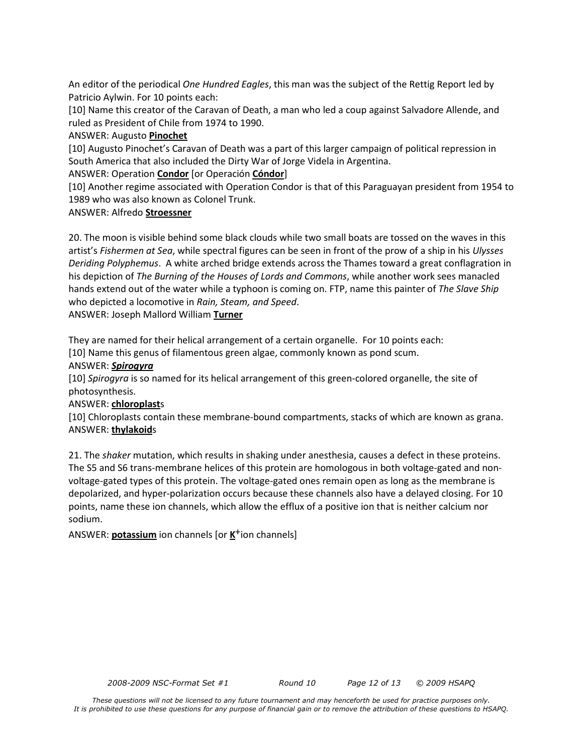An editor of the periodical *One Hundred Eagles*, this man was the subject of the Rettig Report led by Patricio Aylwin. For 10 points each:

[10] Name this creator of the Caravan of Death, a man who led a coup against Salvadore Allende, and ruled as President of Chile from 1974 to 1990.

ANSWER: Augusto **Pinochet**

[10] Augusto Pinochet's Caravan of Death was a part of this larger campaign of political repression in South America that also included the Dirty War of Jorge Videla in Argentina.

ANSWER: Operation **Condor** [or Operación **Cóndor**]

[10] Another regime associated with Operation Condor is that of this Paraguayan president from 1954 to 1989 who was also known as Colonel Trunk.

ANSWER: Alfredo **Stroessner**

20. The moon is visible behind some black clouds while two small boats are tossed on the waves in this artist's *Fishermen at Sea*, while spectral figures can be seen in front of the prow of a ship in his *Ulysses Deriding Polyphemus*. A white arched bridge extends across the Thames toward a great conflagration in his depiction of *The Burning of the Houses of Lords and Commons*, while another work sees manacled hands extend out of the water while a typhoon is coming on. FTP, name this painter of *The Slave Ship* who depicted a locomotive in *Rain, Steam, and Speed*.

ANSWER: Joseph Mallord William **Turner**

They are named for their helical arrangement of a certain organelle. For 10 points each:

[10] Name this genus of filamentous green algae, commonly known as pond scum.

ANSWER: ***Spirogyra***

[10] *Spirogyra* is so named for its helical arrangement of this green-colored organelle, the site of photosynthesis.

ANSWER: **chloroplast**s

[10] Chloroplasts contain these membrane-bound compartments, stacks of which are known as grana.

ANSWER: **thylakoid**s

21. The *shaker* mutation, which results in shaking under anesthesia, causes a defect in these proteins. The S5 and S6 trans-membrane helices of this protein are homologous in both voltage-gated and non-voltage-gated types of this protein. The voltage-gated ones remain open as long as the membrane is depolarized, and hyper-polarization occurs because these channels also have a delayed closing. For 10 points, name these ion channels, which allow the efflux of a positive ion that is neither calcium nor sodium.

ANSWER: **potassium** ion channels [or **$K^+$** ion channels]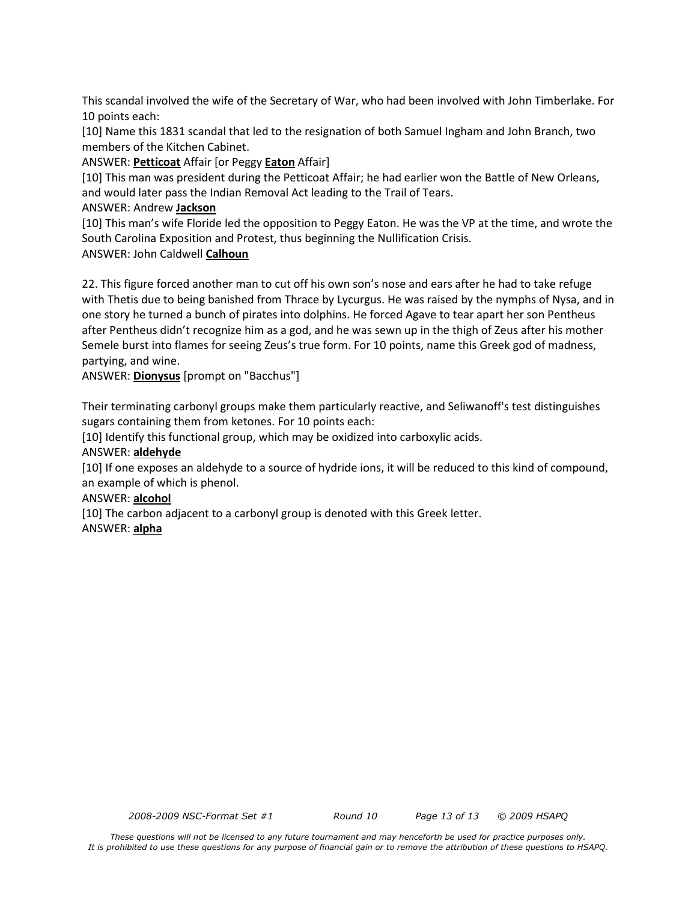This scandal involved the wife of the Secretary of War, who had been involved with John Timberlake. For 10 points each:

[10] Name this 1831 scandal that led to the resignation of both Samuel Ingham and John Branch, two members of the Kitchen Cabinet.

ANSWER: **Petticoat** Affair [or Peggy **Eaton** Affair]

[10] This man was president during the Petticoat Affair; he had earlier won the Battle of New Orleans, and would later pass the Indian Removal Act leading to the Trail of Tears.

ANSWER: Andrew **Jackson**

[10] This man's wife Floride led the opposition to Peggy Eaton. He was the VP at the time, and wrote the South Carolina Exposition and Protest, thus beginning the Nullification Crisis.

ANSWER: John Caldwell **Calhoun**

22. This figure forced another man to cut off his own son's nose and ears after he had to take refuge with Thetis due to being banished from Thrace by Lycurgus. He was raised by the nymphs of Nysa, and in one story he turned a bunch of pirates into dolphins. He forced Agave to tear apart her son Pentheus after Pentheus didn't recognize him as a god, and he was sewn up in the thigh of Zeus after his mother Semele burst into flames for seeing Zeus's true form. For 10 points, name this Greek god of madness, partying, and wine.

ANSWER: **Dionysus** [prompt on "Bacchus"]

Their terminating carbonyl groups make them particularly reactive, and Seliwanoff's test distinguishes sugars containing them from ketones. For 10 points each:

[10] Identify this functional group, which may be oxidized into carboxylic acids.

ANSWER: **aldehyde**

[10] If one exposes an aldehyde to a source of hydride ions, it will be reduced to this kind of compound, an example of which is phenol.

ANSWER: **alcohol**

[10] The carbon adjacent to a carbonyl group is denoted with this Greek letter.

ANSWER: **alpha**

*These questions will not be licensed to any future tournament and may henceforth be used for practice purposes only. It is prohibited to use these questions for any purpose of financial gain or to remove the attribution of these questions to HSAPQ.*